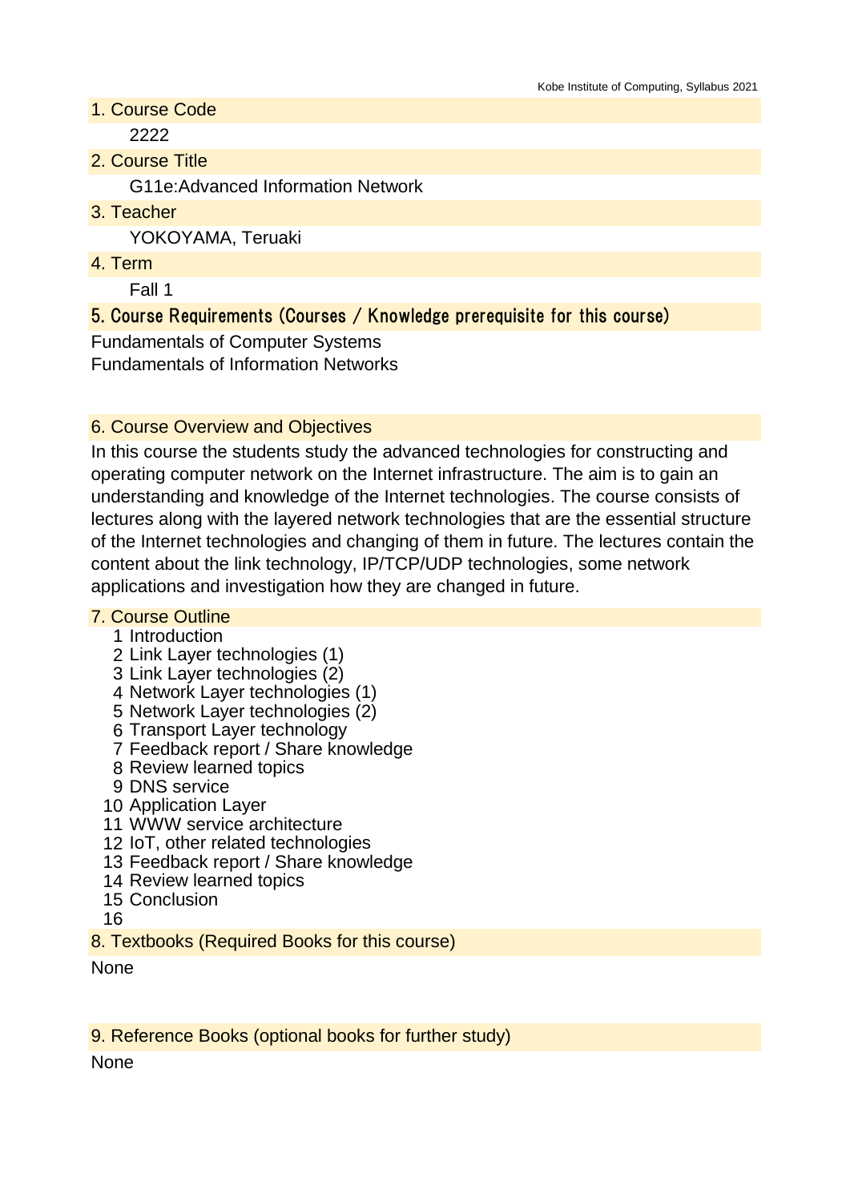## 1. Course Code

2222

## 2. Course Title

G11e:Advanced Information Network

## 3. Teacher

YOKOYAMA, Teruaki

## 4. Term

Fall 1

## 5. Course Requirements (Courses / Knowledge prerequisite for this course)

Fundamentals of Computer Systems
Fundamentals of Information Networks

## 6. Course Overview and Objectives

In this course the students study the advanced technologies for constructing and operating computer network on the Internet infrastructure. The aim is to gain an understanding and knowledge of the Internet technologies. The course consists of lectures along with the layered network technologies that are the essential structure of the Internet technologies and changing of them in future. The lectures contain the content about the link technology, IP/TCP/UDP technologies, some network applications and investigation how they are changed in future.

## 7. Course Outline

1 Introduction
2 Link Layer technologies (1)
3 Link Layer technologies (2)
4 Network Layer technologies (1)
5 Network Layer technologies (2)
6 Transport Layer technology
7 Feedback report / Share knowledge
8 Review learned topics
9 DNS service
10 Application Layer
11 WWW service architecture
12 IoT, other related technologies
13 Feedback report / Share knowledge
14 Review learned topics
15 Conclusion
16

## 8. Textbooks (Required Books for this course)

None

## 9. Reference Books (optional books for further study)

None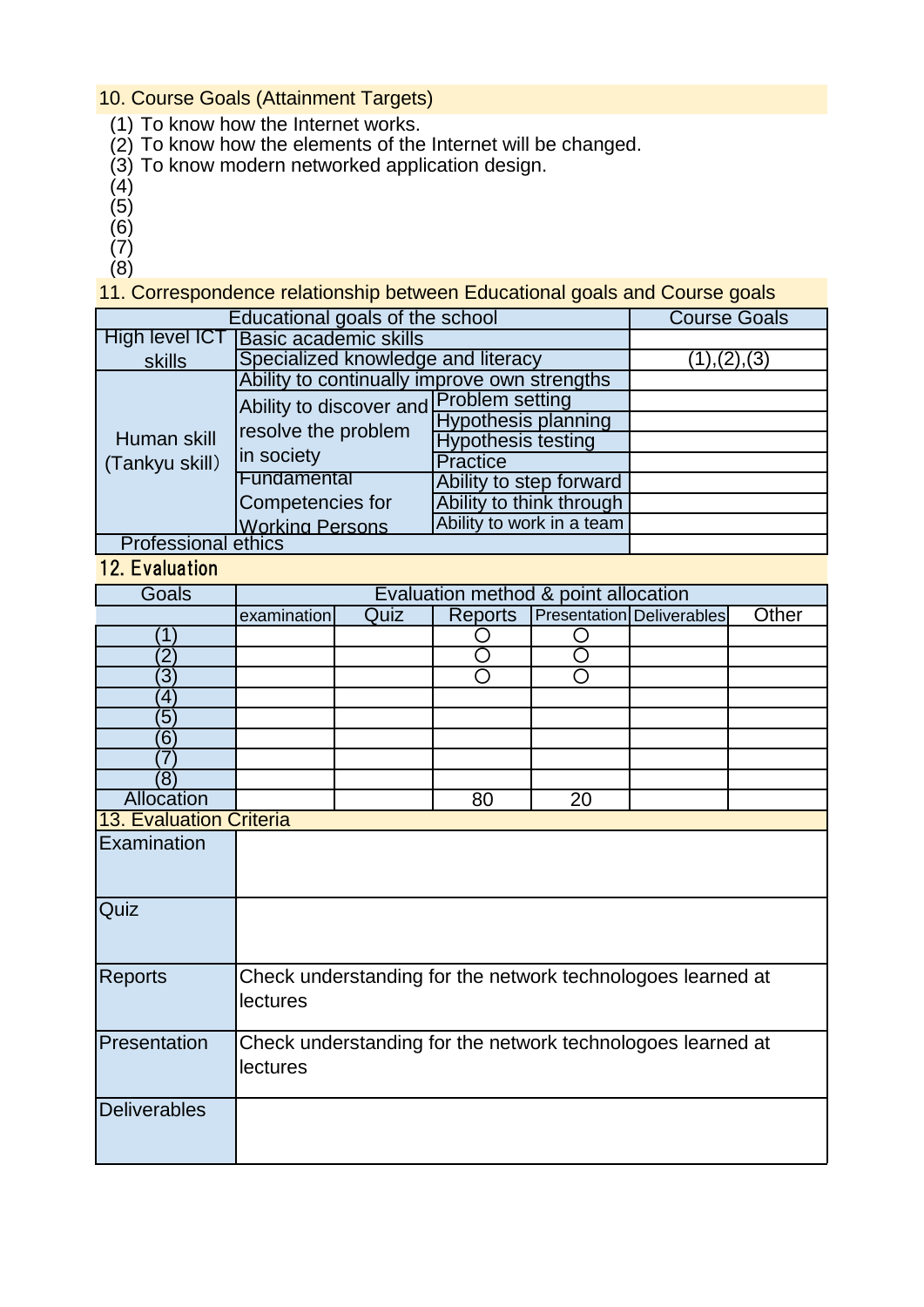## 10. Course Goals (Attainment Targets)

(1) To know how the Internet works.
(2) To know how the elements of the Internet will be changed.
(3) To know modern networked application design.
(4)
(5)
(6)
(7)
(8)

## 11. Correspondence relationship between Educational goals and Course goals

| Educational goals of the school | | | Course Goals |
|---|---|---|---|
| High level ICT skills | Basic academic skills | | |
| | Specialized knowledge and literacy | | (1),(2),(3) |
| Human skill (Tankyu skill) | Ability to continually improve own strengths | | |
| | Ability to discover and resolve the problem in society | Problem setting | |
| | | Hypothesis planning | |
| | | Hypothesis testing | |
| | | Practice | |
| | Fundamental Competencies for Working Persons | Ability to step forward | |
| | | Ability to think through | |
| | | Ability to work in a team | |
| Professional ethics | | | |

## 12. Evaluation

| Goals | Evaluation method & point allocation | | | | | |
|---|---|---|---|---|---|---|
| | examination | Quiz | Reports | Presentation | Deliverables | Other |
| (1) | | | ○ | ○ | | |
| (2) | | | ○ | ○ | | |
| (3) | | | ○ | ○ | | |
| (4) | | | | | | |
| (5) | | | | | | |
| (6) | | | | | | |
| (7) | | | | | | |
| (8) | | | | | | |
| Allocation | | | 80 | 20 | | |

## 13. Evaluation Criteria

| | |
|---|---|
| Examination | |
| Quiz | |
| Reports | Check understanding for the network technologoes learned at lectures |
| Presentation | Check understanding for the network technologoes learned at lectures |
| Deliverables | |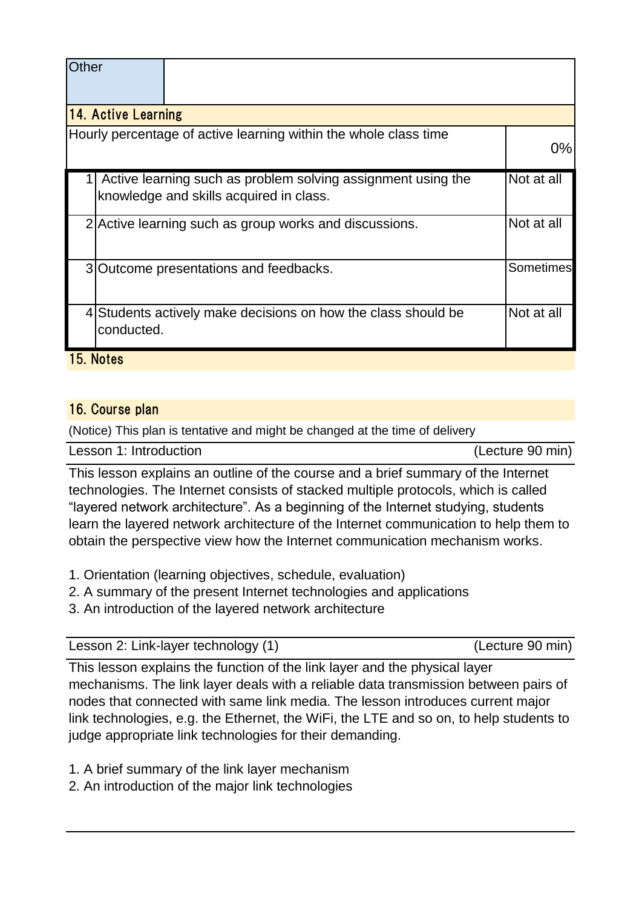| Other | |
|---|---|

## 14. Active Learning

| Hourly percentage of active learning within the whole class time | 0% |
|---|---|

| | | |
|---|---|---|
| 1 | Active learning such as problem solving assignment using the knowledge and skills acquired in class. | Not at all |
| 2 | Active learning such as group works and discussions. | Not at all |
| 3 | Outcome presentations and feedbacks. | Sometimes |
| 4 | Students actively make decisions on how the class should be conducted. | Not at all |

## 15. Notes

## 16. Course plan

(Notice) This plan is tentative and might be changed at the time of delivery

**Lesson 1: Introduction** (Lecture 90 min)

This lesson explains an outline of the course and a brief summary of the Internet technologies. The Internet consists of stacked multiple protocols, which is called "layered network architecture". As a beginning of the Internet studying, students learn the layered network architecture of the Internet communication to help them to obtain the perspective view how the Internet communication mechanism works.

1. Orientation (learning objectives, schedule, evaluation)
2. A summary of the present Internet technologies and applications
3. An introduction of the layered network architecture

**Lesson 2: Link-layer technology (1)** (Lecture 90 min)

This lesson explains the function of the link layer and the physical layer mechanisms. The link layer deals with a reliable data transmission between pairs of nodes that connected with same link media. The lesson introduces current major link technologies, e.g. the Ethernet, the WiFi, the LTE and so on, to help students to judge appropriate link technologies for their demanding.

1. A brief summary of the link layer mechanism
2. An introduction of the major link technologies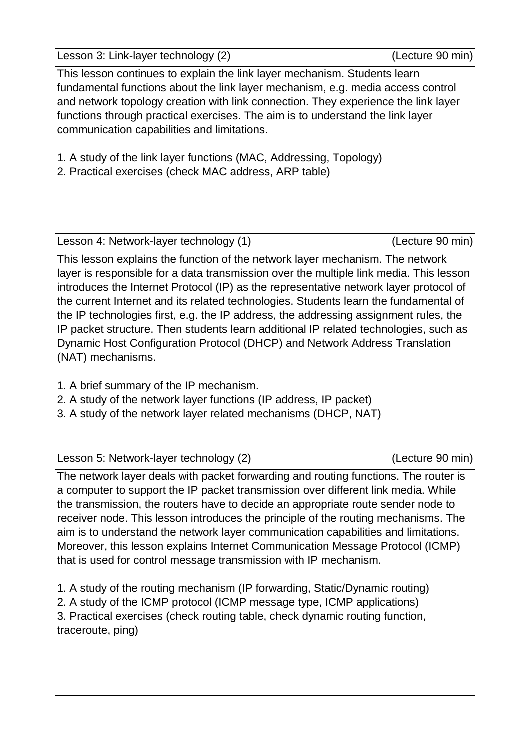### Lesson 3: Link-layer technology (2) (Lecture 90 min)

This lesson continues to explain the link layer mechanism. Students learn fundamental functions about the link layer mechanism, e.g. media access control and network topology creation with link connection. They experience the link layer functions through practical exercises. The aim is to understand the link layer communication capabilities and limitations.

1. A study of the link layer functions (MAC, Addressing, Topology)
2. Practical exercises (check MAC address, ARP table)

### Lesson 4: Network-layer technology (1) (Lecture 90 min)

This lesson explains the function of the network layer mechanism. The network layer is responsible for a data transmission over the multiple link media. This lesson introduces the Internet Protocol (IP) as the representative network layer protocol of the current Internet and its related technologies. Students learn the fundamental of the IP technologies first, e.g. the IP address, the addressing assignment rules, the IP packet structure. Then students learn additional IP related technologies, such as Dynamic Host Configuration Protocol (DHCP) and Network Address Translation (NAT) mechanisms.

1. A brief summary of the IP mechanism.
2. A study of the network layer functions (IP address, IP packet)
3. A study of the network layer related mechanisms (DHCP, NAT)

### Lesson 5: Network-layer technology (2) (Lecture 90 min)

The network layer deals with packet forwarding and routing functions. The router is a computer to support the IP packet transmission over different link media. While the transmission, the routers have to decide an appropriate route sender node to receiver node. This lesson introduces the principle of the routing mechanisms. The aim is to understand the network layer communication capabilities and limitations. Moreover, this lesson explains Internet Communication Message Protocol (ICMP) that is used for control message transmission with IP mechanism.

1. A study of the routing mechanism (IP forwarding, Static/Dynamic routing)
2. A study of the ICMP protocol (ICMP message type, ICMP applications)
3. Practical exercises (check routing table, check dynamic routing function, traceroute, ping)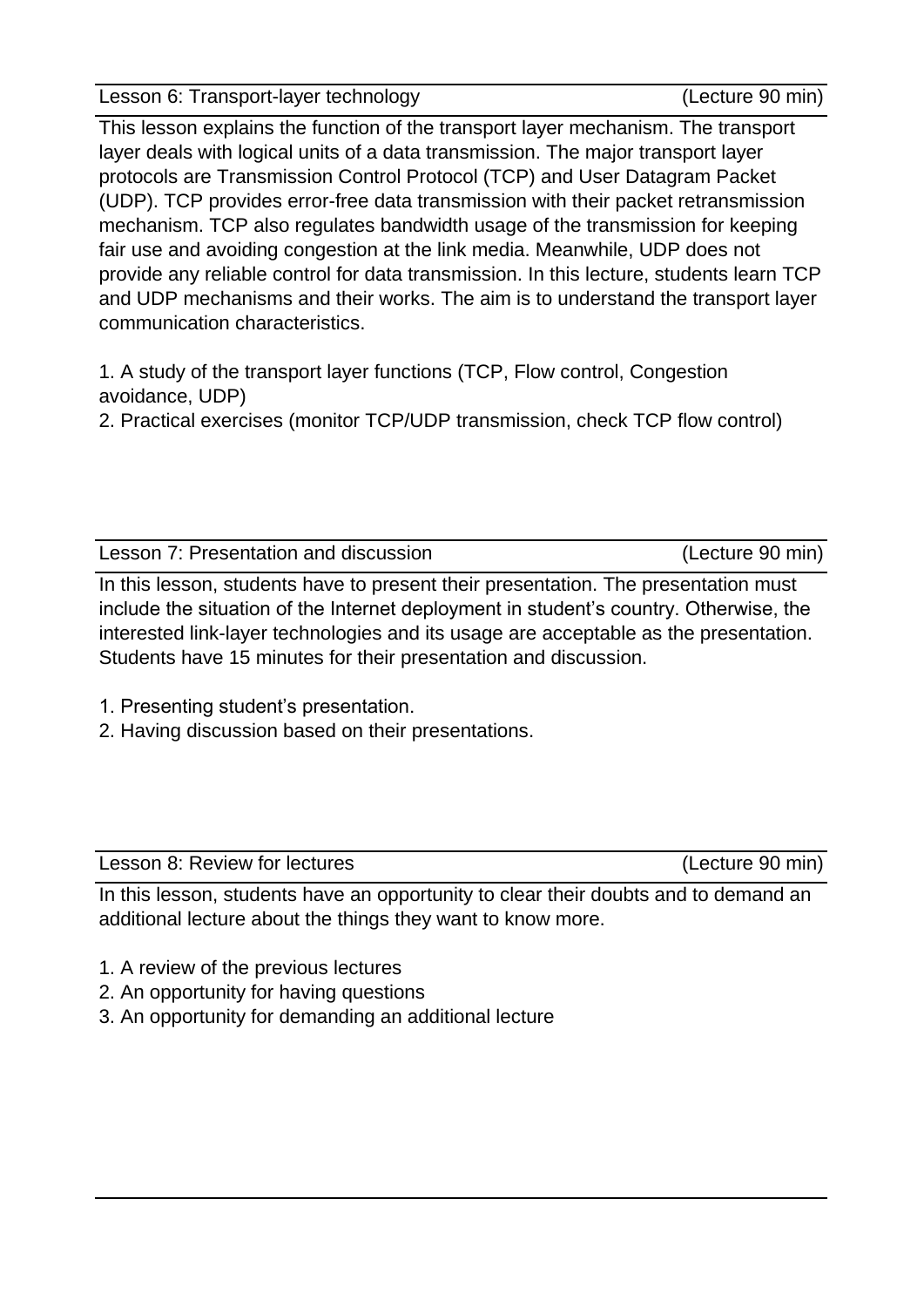## Lesson 6: Transport-layer technology (Lecture 90 min)

This lesson explains the function of the transport layer mechanism. The transport layer deals with logical units of a data transmission. The major transport layer protocols are Transmission Control Protocol (TCP) and User Datagram Packet (UDP). TCP provides error-free data transmission with their packet retransmission mechanism. TCP also regulates bandwidth usage of the transmission for keeping fair use and avoiding congestion at the link media. Meanwhile, UDP does not provide any reliable control for data transmission. In this lecture, students learn TCP and UDP mechanisms and their works. The aim is to understand the transport layer communication characteristics.

1. A study of the transport layer functions (TCP, Flow control, Congestion avoidance, UDP)
2. Practical exercises (monitor TCP/UDP transmission, check TCP flow control)

## Lesson 7: Presentation and discussion (Lecture 90 min)

In this lesson, students have to present their presentation. The presentation must include the situation of the Internet deployment in student's country. Otherwise, the interested link-layer technologies and its usage are acceptable as the presentation. Students have 15 minutes for their presentation and discussion.

1. Presenting student's presentation.
2. Having discussion based on their presentations.

## Lesson 8: Review for lectures (Lecture 90 min)

In this lesson, students have an opportunity to clear their doubts and to demand an additional lecture about the things they want to know more.

1. A review of the previous lectures
2. An opportunity for having questions
3. An opportunity for demanding an additional lecture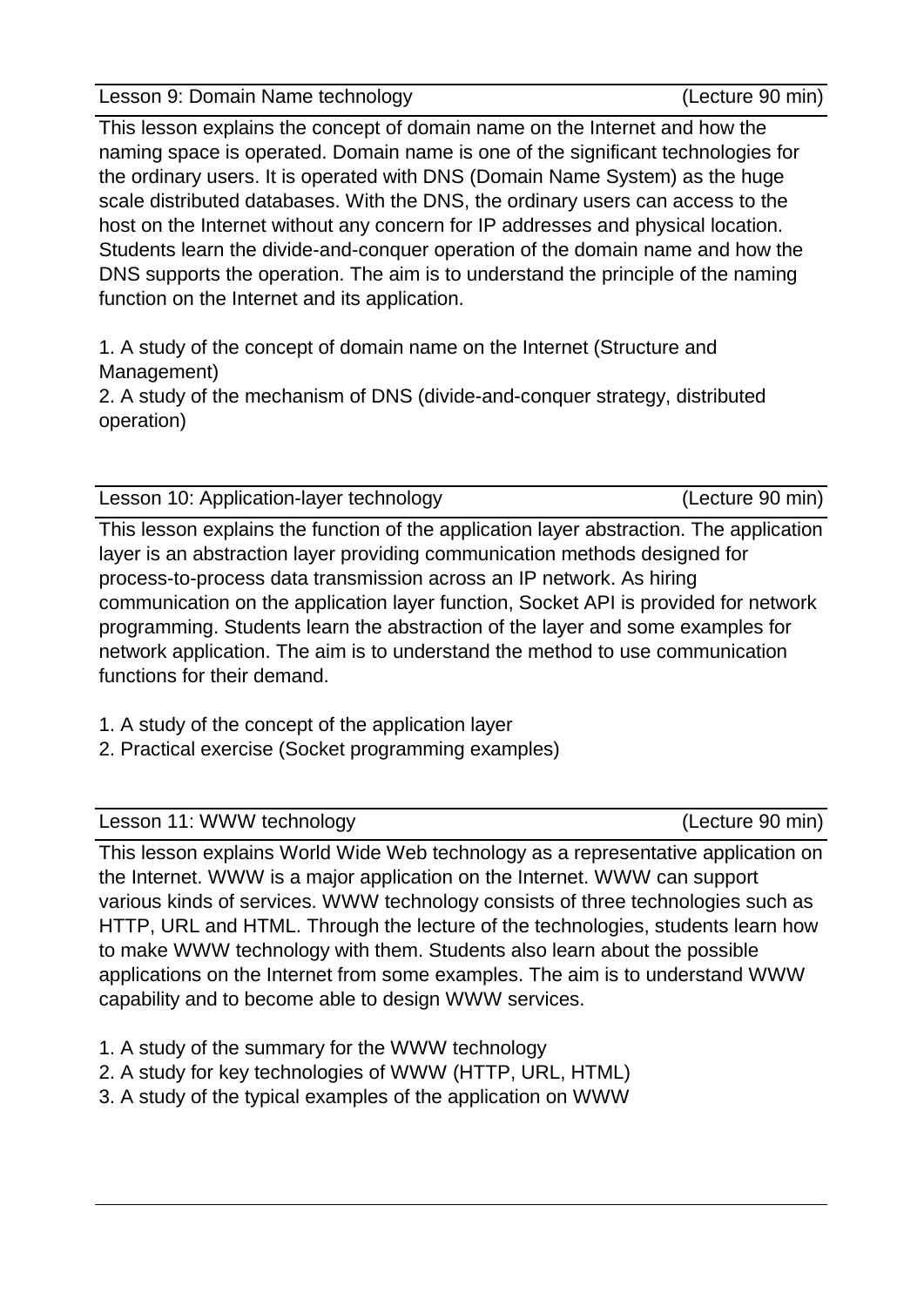Lesson 9: Domain Name technology (Lecture 90 min)

This lesson explains the concept of domain name on the Internet and how the naming space is operated. Domain name is one of the significant technologies for the ordinary users. It is operated with DNS (Domain Name System) as the huge scale distributed databases. With the DNS, the ordinary users can access to the host on the Internet without any concern for IP addresses and physical location. Students learn the divide-and-conquer operation of the domain name and how the DNS supports the operation. The aim is to understand the principle of the naming function on the Internet and its application.

1. A study of the concept of domain name on the Internet (Structure and Management)
2. A study of the mechanism of DNS (divide-and-conquer strategy, distributed operation)

Lesson 10: Application-layer technology (Lecture 90 min)

This lesson explains the function of the application layer abstraction. The application layer is an abstraction layer providing communication methods designed for process-to-process data transmission across an IP network. As hiring communication on the application layer function, Socket API is provided for network programming. Students learn the abstraction of the layer and some examples for network application. The aim is to understand the method to use communication functions for their demand.

1. A study of the concept of the application layer
2. Practical exercise (Socket programming examples)

Lesson 11: WWW technology (Lecture 90 min)

This lesson explains World Wide Web technology as a representative application on the Internet. WWW is a major application on the Internet. WWW can support various kinds of services. WWW technology consists of three technologies such as HTTP, URL and HTML. Through the lecture of the technologies, students learn how to make WWW technology with them. Students also learn about the possible applications on the Internet from some examples. The aim is to understand WWW capability and to become able to design WWW services.

1. A study of the summary for the WWW technology
2. A study for key technologies of WWW (HTTP, URL, HTML)
3. A study of the typical examples of the application on WWW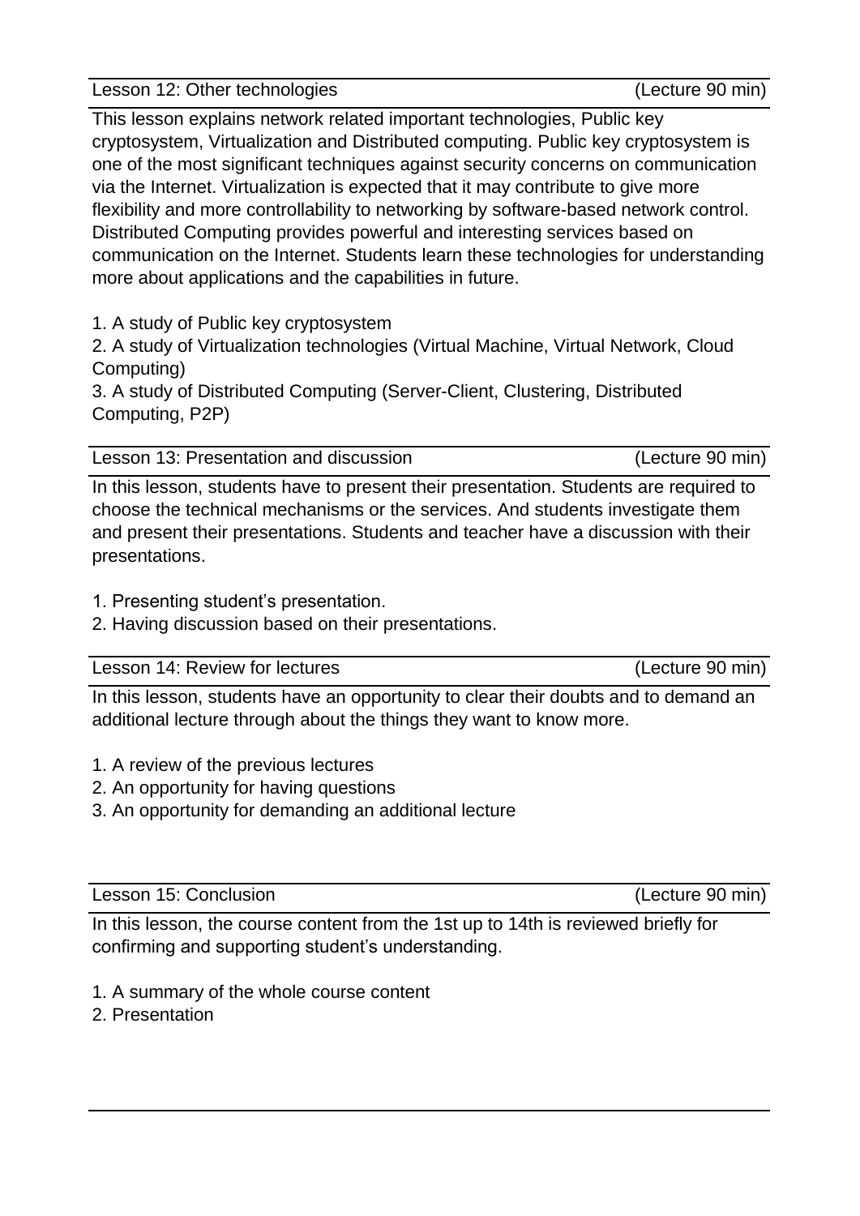Lesson 12: Other technologies (Lecture 90 min)

This lesson explains network related important technologies, Public key cryptosystem, Virtualization and Distributed computing. Public key cryptosystem is one of the most significant techniques against security concerns on communication via the Internet. Virtualization is expected that it may contribute to give more flexibility and more controllability to networking by software-based network control. Distributed Computing provides powerful and interesting services based on communication on the Internet. Students learn these technologies for understanding more about applications and the capabilities in future.

1. A study of Public key cryptosystem
2. A study of Virtualization technologies (Virtual Machine, Virtual Network, Cloud Computing)
3. A study of Distributed Computing (Server-Client, Clustering, Distributed Computing, P2P)

Lesson 13: Presentation and discussion (Lecture 90 min)

In this lesson, students have to present their presentation. Students are required to choose the technical mechanisms or the services. And students investigate them and present their presentations. Students and teacher have a discussion with their presentations.

1. Presenting student's presentation.
2. Having discussion based on their presentations.

Lesson 14: Review for lectures (Lecture 90 min)

In this lesson, students have an opportunity to clear their doubts and to demand an additional lecture through about the things they want to know more.

1. A review of the previous lectures
2. An opportunity for having questions
3. An opportunity for demanding an additional lecture

Lesson 15: Conclusion (Lecture 90 min)

In this lesson, the course content from the 1st up to 14th is reviewed briefly for confirming and supporting student's understanding.

1. A summary of the whole course content
2. Presentation